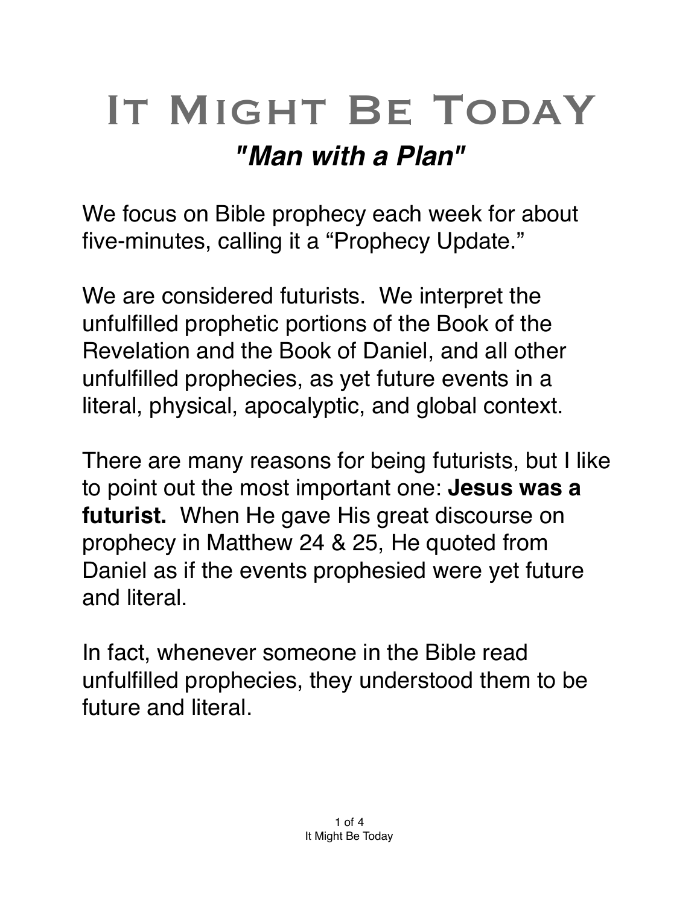# It Might Be Today

## *"Man with a Plan"*

We focus on Bible prophecy each week for about five-minutes, calling it a "Prophecy Update."

We are considered futurists. We interpret the unfulfilled prophetic portions of the Book of the Revelation and the Book of Daniel, and all other unfulfilled prophecies, as yet future events in a literal, physical, apocalyptic, and global context.

There are many reasons for being futurists, but I like to point out the most important one: **Jesus was a futurist.** When He gave His great discourse on prophecy in Matthew 24 & 25, He quoted from Daniel as if the events prophesied were yet future and literal.

In fact, whenever someone in the Bible read unfulfilled prophecies, they understood them to be future and literal.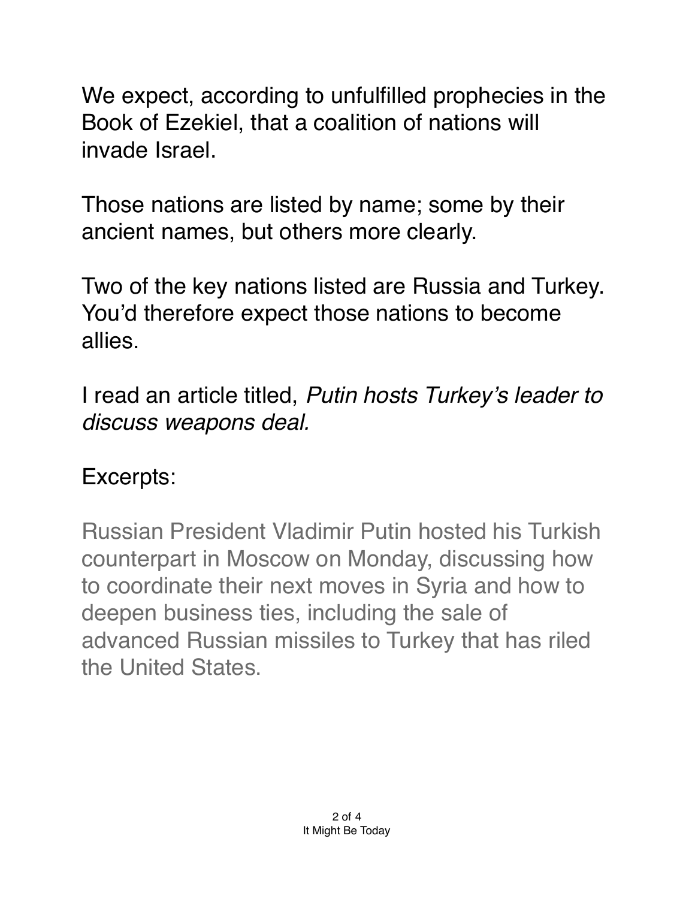We expect, according to unfulfilled prophecies in the Book of Ezekiel, that a coalition of nations will invade Israel.

Those nations are listed by name; some by their ancient names, but others more clearly.

Two of the key nations listed are Russia and Turkey. You'd therefore expect those nations to become allies.

I read an article titled, *Putin hosts Turkey's leader to discuss weapons deal.*

Excerpts:

> Russian President Vladimir Putin hosted his Turkish counterpart in Moscow on Monday, discussing how to coordinate their next moves in Syria and how to deepen business ties, including the sale of advanced Russian missiles to Turkey that has riled the United States.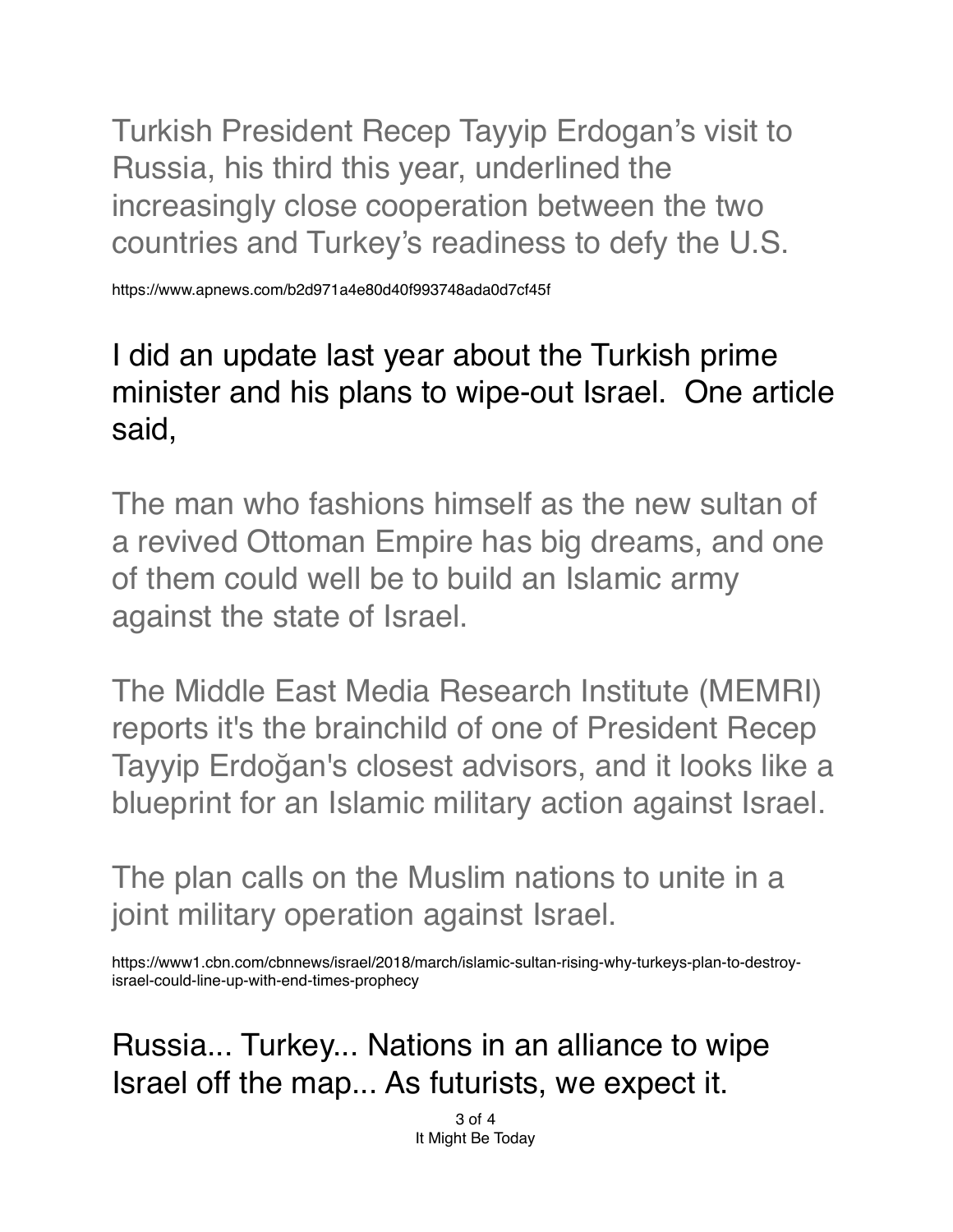Turkish President Recep Tayyip Erdogan's visit to Russia, his third this year, underlined the increasingly close cooperation between the two countries and Turkey's readiness to defy the U.S.

https://www.apnews.com/b2d971a4e80d40f993748ada0d7cf45f

I did an update last year about the Turkish prime minister and his plans to wipe-out Israel. One article said,

The man who fashions himself as the new sultan of a revived Ottoman Empire has big dreams, and one of them could well be to build an Islamic army against the state of Israel.

The Middle East Media Research Institute (MEMRI) reports it's the brainchild of one of President Recep Tayyip Erdoğan's closest advisors, and it looks like a blueprint for an Islamic military action against Israel.

The plan calls on the Muslim nations to unite in a joint military operation against Israel.

https://www1.cbn.com/cbnnews/israel/2018/march/islamic-sultan-rising-why-turkeys-plan-to-destroy-israel-could-line-up-with-end-times-prophecy

Russia... Turkey... Nations in an alliance to wipe Israel off the map... As futurists, we expect it.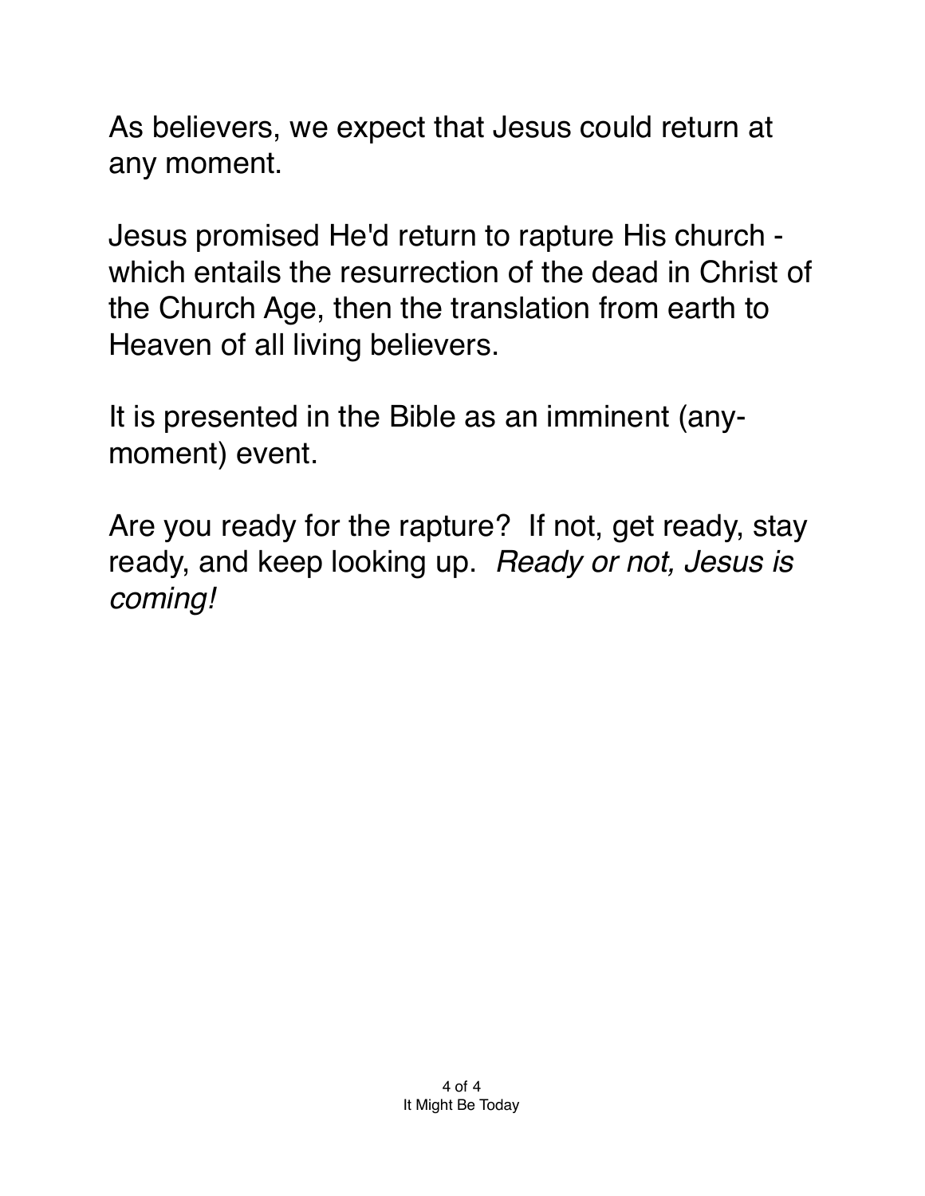As believers, we expect that Jesus could return at any moment.

Jesus promised He'd return to rapture His church - which entails the resurrection of the dead in Christ of the Church Age, then the translation from earth to Heaven of all living believers.

It is presented in the Bible as an imminent (any-moment) event.

Are you ready for the rapture? If not, get ready, stay ready, and keep looking up. *Ready or not, Jesus is coming!*